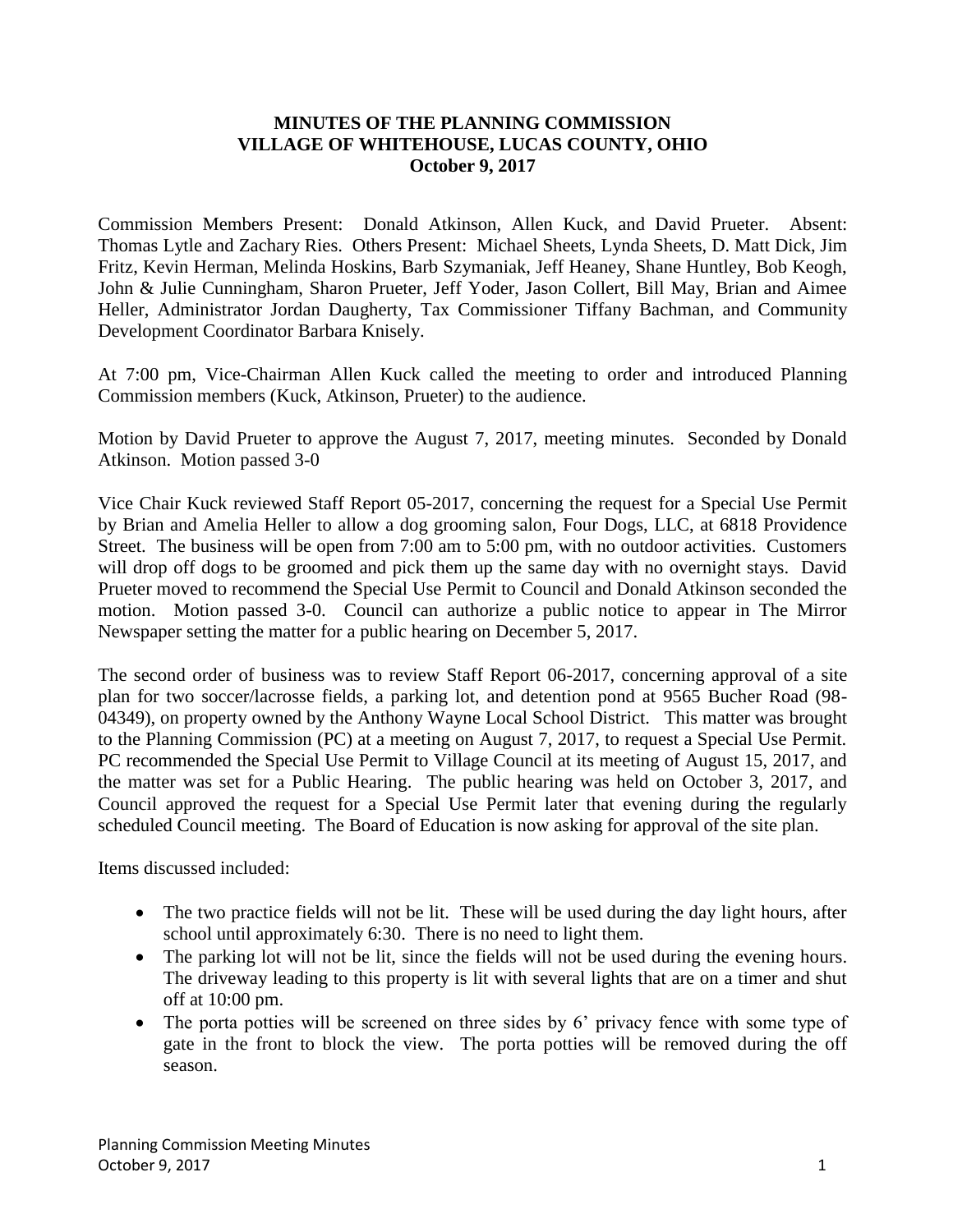# MINUTES OF THE PLANNING COMMISSION
## VILLAGE OF WHITEHOUSE, LUCAS COUNTY, OHIO
### October 9, 2017

Commission Members Present: Donald Atkinson, Allen Kuck, and David Prueter. Absent: Thomas Lytle and Zachary Ries. Others Present: Michael Sheets, Lynda Sheets, D. Matt Dick, Jim Fritz, Kevin Herman, Melinda Hoskins, Barb Szymaniak, Jeff Heaney, Shane Huntley, Bob Keogh, John & Julie Cunningham, Sharon Prueter, Jeff Yoder, Jason Collert, Bill May, Brian and Aimee Heller, Administrator Jordan Daugherty, Tax Commissioner Tiffany Bachman, and Community Development Coordinator Barbara Knisely.

At 7:00 pm, Vice-Chairman Allen Kuck called the meeting to order and introduced Planning Commission members (Kuck, Atkinson, Prueter) to the audience.

Motion by David Prueter to approve the August 7, 2017, meeting minutes. Seconded by Donald Atkinson. Motion passed 3-0

Vice Chair Kuck reviewed Staff Report 05-2017, concerning the request for a Special Use Permit by Brian and Amelia Heller to allow a dog grooming salon, Four Dogs, LLC, at 6818 Providence Street. The business will be open from 7:00 am to 5:00 pm, with no outdoor activities. Customers will drop off dogs to be groomed and pick them up the same day with no overnight stays. David Prueter moved to recommend the Special Use Permit to Council and Donald Atkinson seconded the motion. Motion passed 3-0. Council can authorize a public notice to appear in The Mirror Newspaper setting the matter for a public hearing on December 5, 2017.

The second order of business was to review Staff Report 06-2017, concerning approval of a site plan for two soccer/lacrosse fields, a parking lot, and detention pond at 9565 Bucher Road (98-04349), on property owned by the Anthony Wayne Local School District. This matter was brought to the Planning Commission (PC) at a meeting on August 7, 2017, to request a Special Use Permit. PC recommended the Special Use Permit to Village Council at its meeting of August 15, 2017, and the matter was set for a Public Hearing. The public hearing was held on October 3, 2017, and Council approved the request for a Special Use Permit later that evening during the regularly scheduled Council meeting. The Board of Education is now asking for approval of the site plan.

Items discussed included:

- The two practice fields will not be lit. These will be used during the day light hours, after school until approximately 6:30. There is no need to light them.
- The parking lot will not be lit, since the fields will not be used during the evening hours. The driveway leading to this property is lit with several lights that are on a timer and shut off at 10:00 pm.
- The porta potties will be screened on three sides by 6' privacy fence with some type of gate in the front to block the view. The porta potties will be removed during the off season.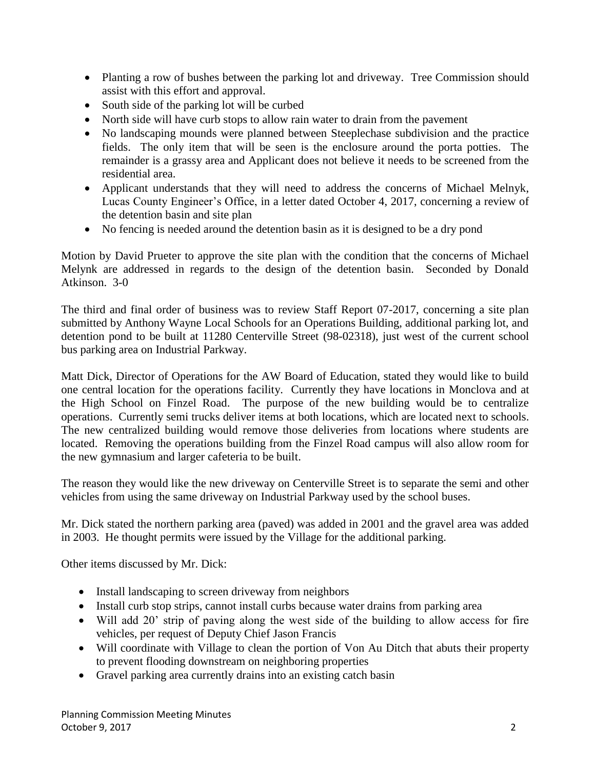- Planting a row of bushes between the parking lot and driveway. Tree Commission should assist with this effort and approval.
- South side of the parking lot will be curbed
- North side will have curb stops to allow rain water to drain from the pavement
- No landscaping mounds were planned between Steeplechase subdivision and the practice fields. The only item that will be seen is the enclosure around the porta potties. The remainder is a grassy area and Applicant does not believe it needs to be screened from the residential area.
- Applicant understands that they will need to address the concerns of Michael Melnyk, Lucas County Engineer's Office, in a letter dated October 4, 2017, concerning a review of the detention basin and site plan
- No fencing is needed around the detention basin as it is designed to be a dry pond

Motion by David Prueter to approve the site plan with the condition that the concerns of Michael Melynk are addressed in regards to the design of the detention basin. Seconded by Donald Atkinson. 3-0

The third and final order of business was to review Staff Report 07-2017, concerning a site plan submitted by Anthony Wayne Local Schools for an Operations Building, additional parking lot, and detention pond to be built at 11280 Centerville Street (98-02318), just west of the current school bus parking area on Industrial Parkway.

Matt Dick, Director of Operations for the AW Board of Education, stated they would like to build one central location for the operations facility. Currently they have locations in Monclova and at the High School on Finzel Road. The purpose of the new building would be to centralize operations. Currently semi trucks deliver items at both locations, which are located next to schools. The new centralized building would remove those deliveries from locations where students are located. Removing the operations building from the Finzel Road campus will also allow room for the new gymnasium and larger cafeteria to be built.

The reason they would like the new driveway on Centerville Street is to separate the semi and other vehicles from using the same driveway on Industrial Parkway used by the school buses.

Mr. Dick stated the northern parking area (paved) was added in 2001 and the gravel area was added in 2003. He thought permits were issued by the Village for the additional parking.

Other items discussed by Mr. Dick:

- Install landscaping to screen driveway from neighbors
- Install curb stop strips, cannot install curbs because water drains from parking area
- Will add 20' strip of paving along the west side of the building to allow access for fire vehicles, per request of Deputy Chief Jason Francis
- Will coordinate with Village to clean the portion of Von Au Ditch that abuts their property to prevent flooding downstream on neighboring properties
- Gravel parking area currently drains into an existing catch basin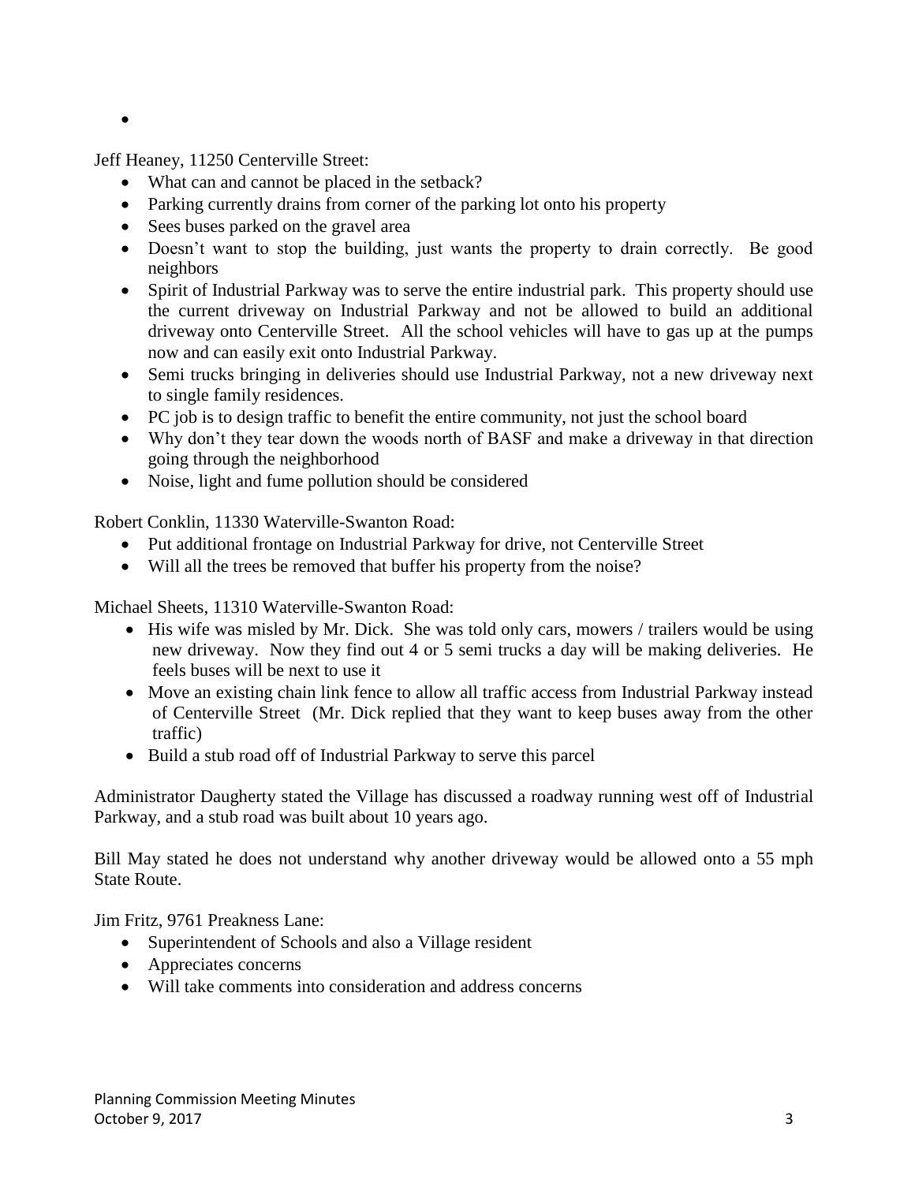- 

Jeff Heaney, 11250 Centerville Street:

- What can and cannot be placed in the setback?
- Parking currently drains from corner of the parking lot onto his property
- Sees buses parked on the gravel area
- Doesn't want to stop the building, just wants the property to drain correctly. Be good neighbors
- Spirit of Industrial Parkway was to serve the entire industrial park. This property should use the current driveway on Industrial Parkway and not be allowed to build an additional driveway onto Centerville Street. All the school vehicles will have to gas up at the pumps now and can easily exit onto Industrial Parkway.
- Semi trucks bringing in deliveries should use Industrial Parkway, not a new driveway next to single family residences.
- PC job is to design traffic to benefit the entire community, not just the school board
- Why don't they tear down the woods north of BASF and make a driveway in that direction going through the neighborhood
- Noise, light and fume pollution should be considered

Robert Conklin, 11330 Waterville-Swanton Road:

- Put additional frontage on Industrial Parkway for drive, not Centerville Street
- Will all the trees be removed that buffer his property from the noise?

Michael Sheets, 11310 Waterville-Swanton Road:

- His wife was misled by Mr. Dick. She was told only cars, mowers / trailers would be using new driveway. Now they find out 4 or 5 semi trucks a day will be making deliveries. He feels buses will be next to use it
- Move an existing chain link fence to allow all traffic access from Industrial Parkway instead of Centerville Street (Mr. Dick replied that they want to keep buses away from the other traffic)
- Build a stub road off of Industrial Parkway to serve this parcel

Administrator Daugherty stated the Village has discussed a roadway running west off of Industrial Parkway, and a stub road was built about 10 years ago.

Bill May stated he does not understand why another driveway would be allowed onto a 55 mph State Route.

Jim Fritz, 9761 Preakness Lane:

- Superintendent of Schools and also a Village resident
- Appreciates concerns
- Will take comments into consideration and address concerns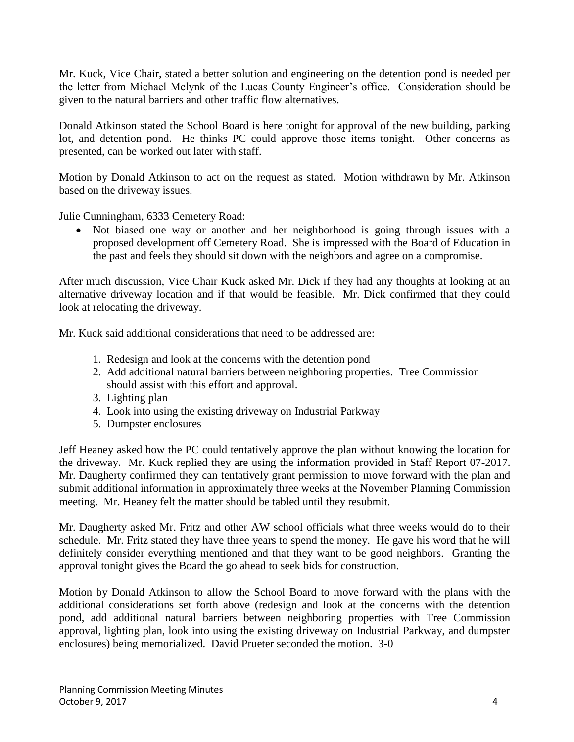Mr. Kuck, Vice Chair, stated a better solution and engineering on the detention pond is needed per the letter from Michael Melynk of the Lucas County Engineer's office. Consideration should be given to the natural barriers and other traffic flow alternatives.

Donald Atkinson stated the School Board is here tonight for approval of the new building, parking lot, and detention pond. He thinks PC could approve those items tonight. Other concerns as presented, can be worked out later with staff.

Motion by Donald Atkinson to act on the request as stated. Motion withdrawn by Mr. Atkinson based on the driveway issues.

Julie Cunningham, 6333 Cemetery Road:

- Not biased one way or another and her neighborhood is going through issues with a proposed development off Cemetery Road. She is impressed with the Board of Education in the past and feels they should sit down with the neighbors and agree on a compromise.

After much discussion, Vice Chair Kuck asked Mr. Dick if they had any thoughts at looking at an alternative driveway location and if that would be feasible. Mr. Dick confirmed that they could look at relocating the driveway.

Mr. Kuck said additional considerations that need to be addressed are:

1. Redesign and look at the concerns with the detention pond
2. Add additional natural barriers between neighboring properties. Tree Commission should assist with this effort and approval.
3. Lighting plan
4. Look into using the existing driveway on Industrial Parkway
5. Dumpster enclosures

Jeff Heaney asked how the PC could tentatively approve the plan without knowing the location for the driveway. Mr. Kuck replied they are using the information provided in Staff Report 07-2017. Mr. Daugherty confirmed they can tentatively grant permission to move forward with the plan and submit additional information in approximately three weeks at the November Planning Commission meeting. Mr. Heaney felt the matter should be tabled until they resubmit.

Mr. Daugherty asked Mr. Fritz and other AW school officials what three weeks would do to their schedule. Mr. Fritz stated they have three years to spend the money. He gave his word that he will definitely consider everything mentioned and that they want to be good neighbors. Granting the approval tonight gives the Board the go ahead to seek bids for construction.

Motion by Donald Atkinson to allow the School Board to move forward with the plans with the additional considerations set forth above (redesign and look at the concerns with the detention pond, add additional natural barriers between neighboring properties with Tree Commission approval, lighting plan, look into using the existing driveway on Industrial Parkway, and dumpster enclosures) being memorialized. David Prueter seconded the motion. 3-0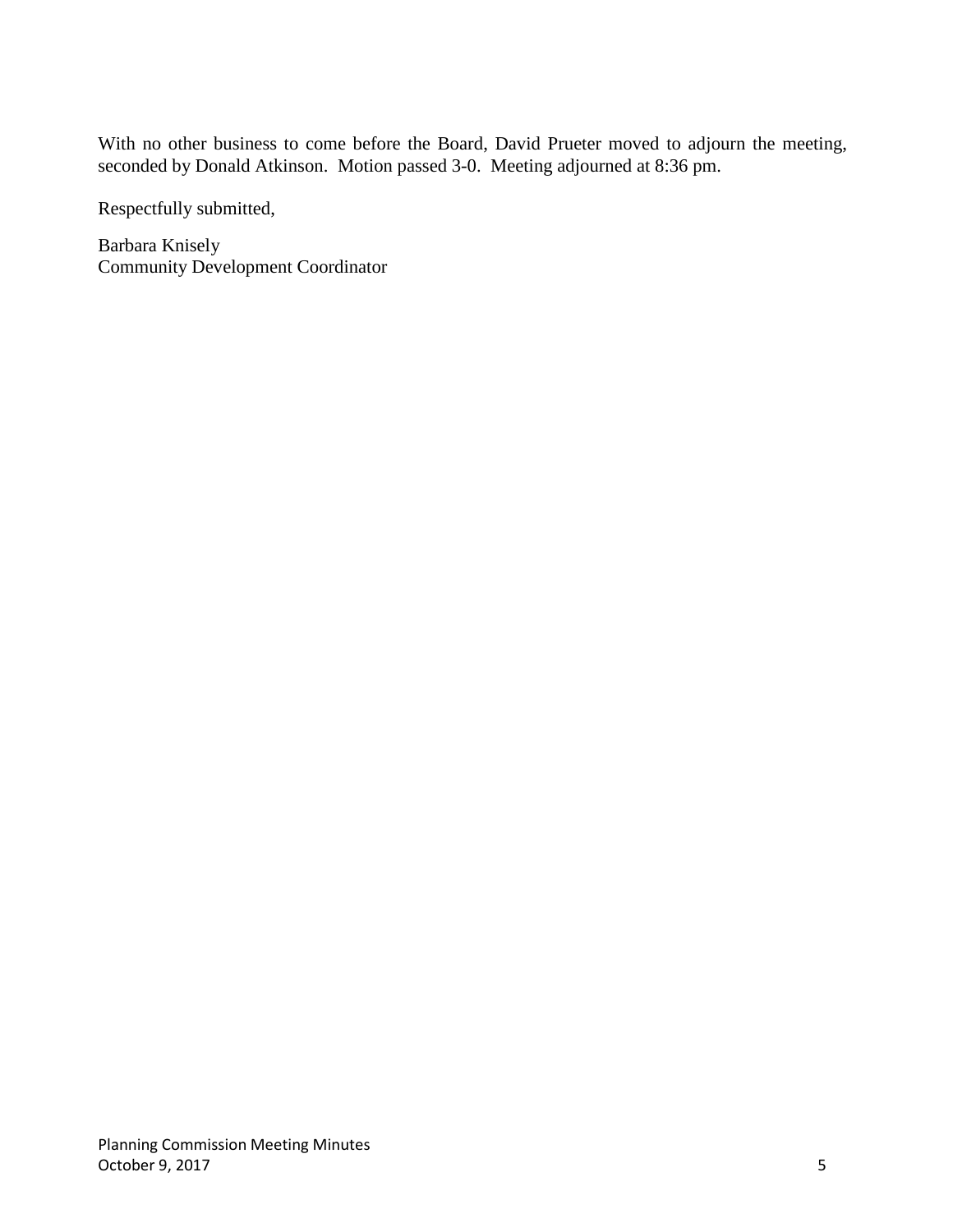With no other business to come before the Board, David Prueter moved to adjourn the meeting, seconded by Donald Atkinson. Motion passed 3-0. Meeting adjourned at 8:36 pm.

Respectfully submitted,

Barbara Knisely
Community Development Coordinator